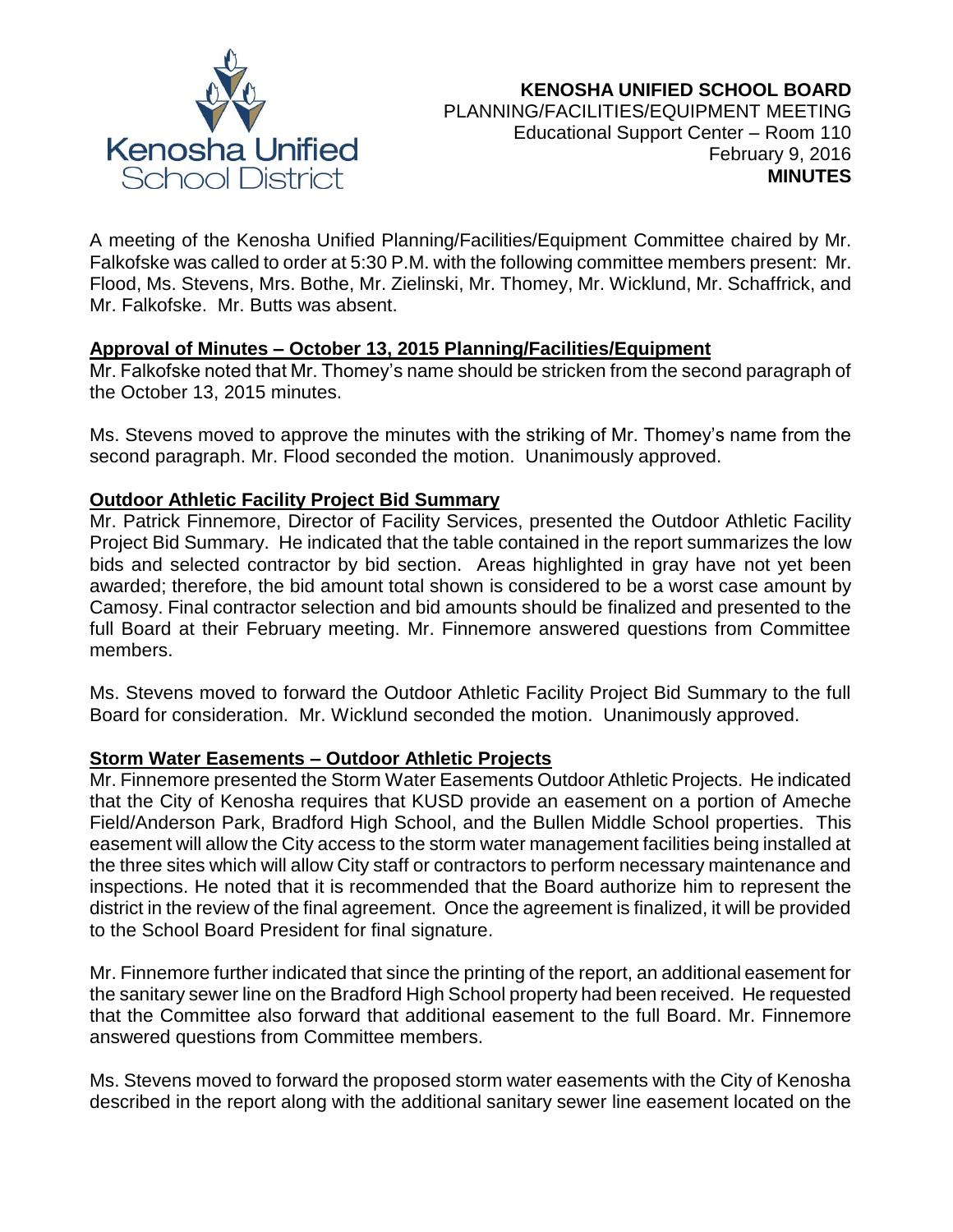# KENOSHA UNIFIED SCHOOL BOARD

PLANNING/FACILITIES/EQUIPMENT MEETING
Educational Support Center – Room 110
February 9, 2016
**MINUTES**

A meeting of the Kenosha Unified Planning/Facilities/Equipment Committee chaired by Mr. Falkofske was called to order at 5:30 P.M. with the following committee members present: Mr. Flood, Ms. Stevens, Mrs. Bothe, Mr. Zielinski, Mr. Thomey, Mr. Wicklund, Mr. Schaffrick, and Mr. Falkofske. Mr. Butts was absent.

**Approval of Minutes – October 13, 2015 Planning/Facilities/Equipment**

Mr. Falkofske noted that Mr. Thomey's name should be stricken from the second paragraph of the October 13, 2015 minutes.

Ms. Stevens moved to approve the minutes with the striking of Mr. Thomey's name from the second paragraph. Mr. Flood seconded the motion. Unanimously approved.

**Outdoor Athletic Facility Project Bid Summary**

Mr. Patrick Finnemore, Director of Facility Services, presented the Outdoor Athletic Facility Project Bid Summary. He indicated that the table contained in the report summarizes the low bids and selected contractor by bid section. Areas highlighted in gray have not yet been awarded; therefore, the bid amount total shown is considered to be a worst case amount by Camosy. Final contractor selection and bid amounts should be finalized and presented to the full Board at their February meeting. Mr. Finnemore answered questions from Committee members.

Ms. Stevens moved to forward the Outdoor Athletic Facility Project Bid Summary to the full Board for consideration. Mr. Wicklund seconded the motion. Unanimously approved.

**Storm Water Easements – Outdoor Athletic Projects**

Mr. Finnemore presented the Storm Water Easements Outdoor Athletic Projects. He indicated that the City of Kenosha requires that KUSD provide an easement on a portion of Ameche Field/Anderson Park, Bradford High School, and the Bullen Middle School properties. This easement will allow the City access to the storm water management facilities being installed at the three sites which will allow City staff or contractors to perform necessary maintenance and inspections. He noted that it is recommended that the Board authorize him to represent the district in the review of the final agreement. Once the agreement is finalized, it will be provided to the School Board President for final signature.

Mr. Finnemore further indicated that since the printing of the report, an additional easement for the sanitary sewer line on the Bradford High School property had been received. He requested that the Committee also forward that additional easement to the full Board. Mr. Finnemore answered questions from Committee members.

Ms. Stevens moved to forward the proposed storm water easements with the City of Kenosha described in the report along with the additional sanitary sewer line easement located on the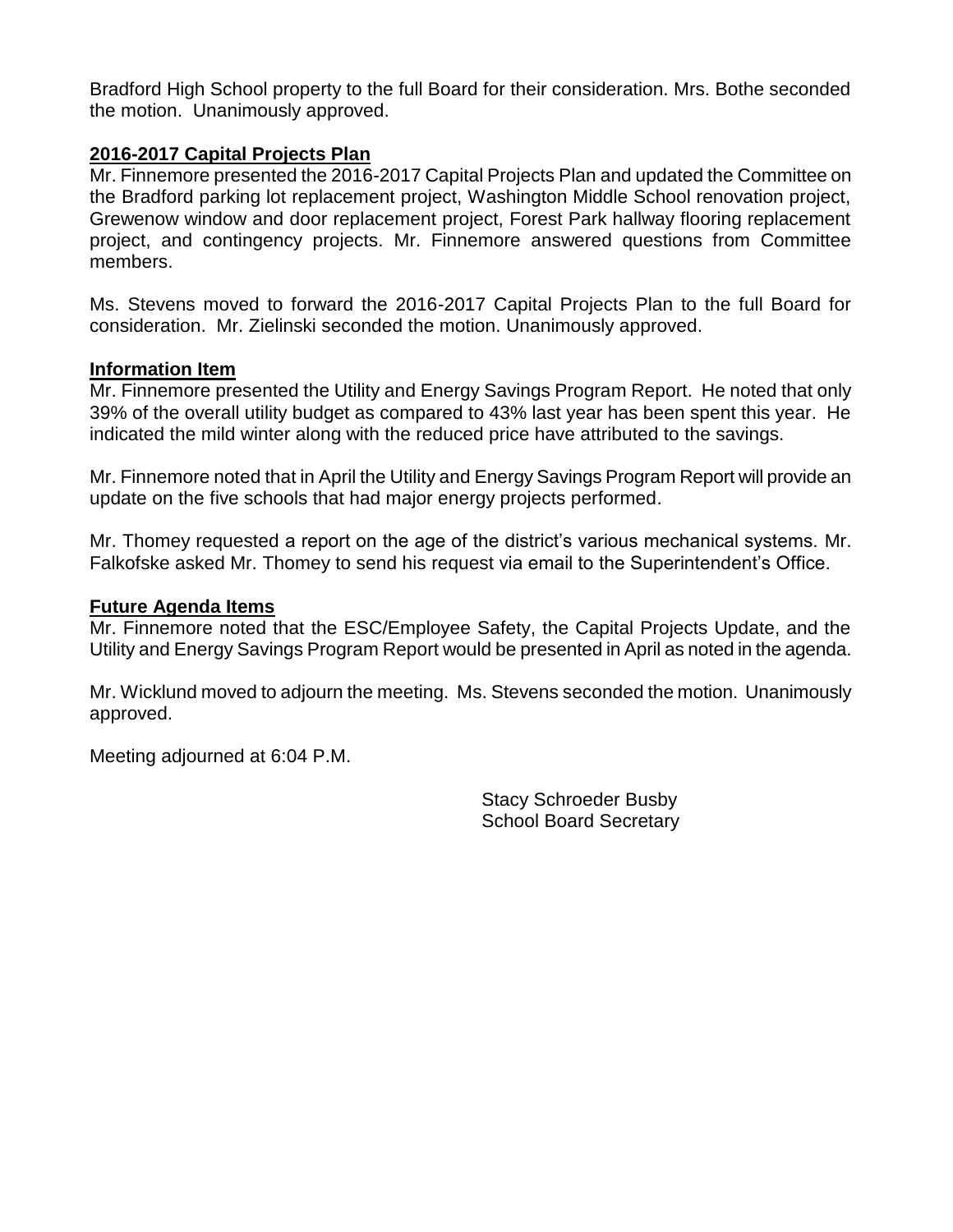Bradford High School property to the full Board for their consideration. Mrs. Bothe seconded the motion. Unanimously approved.

**2016-2017 Capital Projects Plan**

Mr. Finnemore presented the 2016-2017 Capital Projects Plan and updated the Committee on the Bradford parking lot replacement project, Washington Middle School renovation project, Grewenow window and door replacement project, Forest Park hallway flooring replacement project, and contingency projects. Mr. Finnemore answered questions from Committee members.

Ms. Stevens moved to forward the 2016-2017 Capital Projects Plan to the full Board for consideration. Mr. Zielinski seconded the motion. Unanimously approved.

**Information Item**

Mr. Finnemore presented the Utility and Energy Savings Program Report. He noted that only 39% of the overall utility budget as compared to 43% last year has been spent this year. He indicated the mild winter along with the reduced price have attributed to the savings.

Mr. Finnemore noted that in April the Utility and Energy Savings Program Report will provide an update on the five schools that had major energy projects performed.

Mr. Thomey requested a report on the age of the district's various mechanical systems. Mr. Falkofske asked Mr. Thomey to send his request via email to the Superintendent's Office.

**Future Agenda Items**

Mr. Finnemore noted that the ESC/Employee Safety, the Capital Projects Update, and the Utility and Energy Savings Program Report would be presented in April as noted in the agenda.

Mr. Wicklund moved to adjourn the meeting. Ms. Stevens seconded the motion. Unanimously approved.

Meeting adjourned at 6:04 P.M.

Stacy Schroeder Busby
School Board Secretary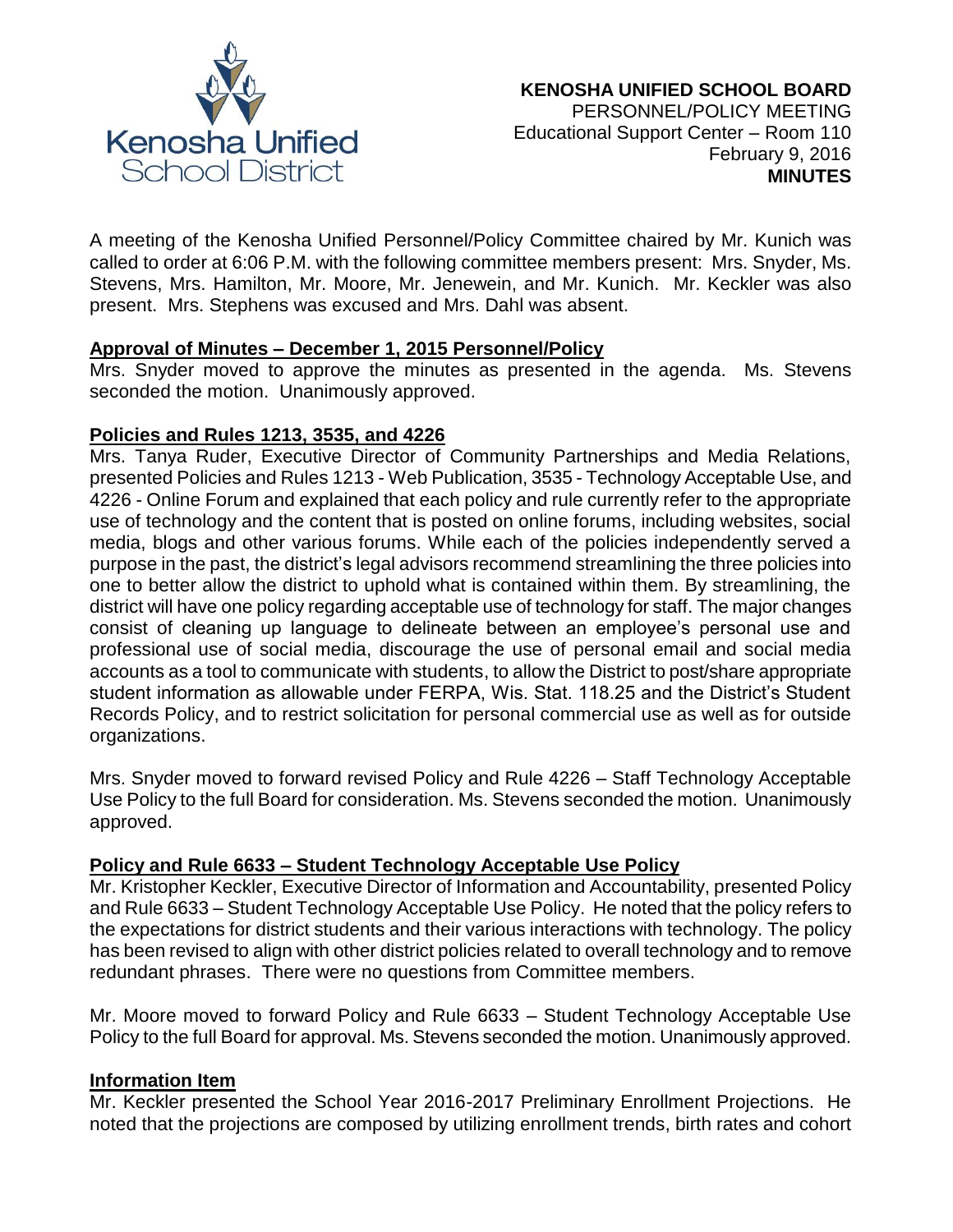**KENOSHA UNIFIED SCHOOL BOARD**
PERSONNEL/POLICY MEETING
Educational Support Center – Room 110
February 9, 2016
**MINUTES**

A meeting of the Kenosha Unified Personnel/Policy Committee chaired by Mr. Kunich was called to order at 6:06 P.M. with the following committee members present: Mrs. Snyder, Ms. Stevens, Mrs. Hamilton, Mr. Moore, Mr. Jenewein, and Mr. Kunich. Mr. Keckler was also present. Mrs. Stephens was excused and Mrs. Dahl was absent.

**Approval of Minutes – December 1, 2015 Personnel/Policy**

Mrs. Snyder moved to approve the minutes as presented in the agenda. Ms. Stevens seconded the motion. Unanimously approved.

**Policies and Rules 1213, 3535, and 4226**

Mrs. Tanya Ruder, Executive Director of Community Partnerships and Media Relations, presented Policies and Rules 1213 - Web Publication, 3535 - Technology Acceptable Use, and 4226 - Online Forum and explained that each policy and rule currently refer to the appropriate use of technology and the content that is posted on online forums, including websites, social media, blogs and other various forums. While each of the policies independently served a purpose in the past, the district's legal advisors recommend streamlining the three policies into one to better allow the district to uphold what is contained within them. By streamlining, the district will have one policy regarding acceptable use of technology for staff. The major changes consist of cleaning up language to delineate between an employee's personal use and professional use of social media, discourage the use of personal email and social media accounts as a tool to communicate with students, to allow the District to post/share appropriate student information as allowable under FERPA, Wis. Stat. 118.25 and the District's Student Records Policy, and to restrict solicitation for personal commercial use as well as for outside organizations.

Mrs. Snyder moved to forward revised Policy and Rule 4226 – Staff Technology Acceptable Use Policy to the full Board for consideration. Ms. Stevens seconded the motion. Unanimously approved.

**Policy and Rule 6633 – Student Technology Acceptable Use Policy**

Mr. Kristopher Keckler, Executive Director of Information and Accountability, presented Policy and Rule 6633 – Student Technology Acceptable Use Policy. He noted that the policy refers to the expectations for district students and their various interactions with technology. The policy has been revised to align with other district policies related to overall technology and to remove redundant phrases. There were no questions from Committee members.

Mr. Moore moved to forward Policy and Rule 6633 – Student Technology Acceptable Use Policy to the full Board for approval. Ms. Stevens seconded the motion. Unanimously approved.

**Information Item**

Mr. Keckler presented the School Year 2016-2017 Preliminary Enrollment Projections. He noted that the projections are composed by utilizing enrollment trends, birth rates and cohort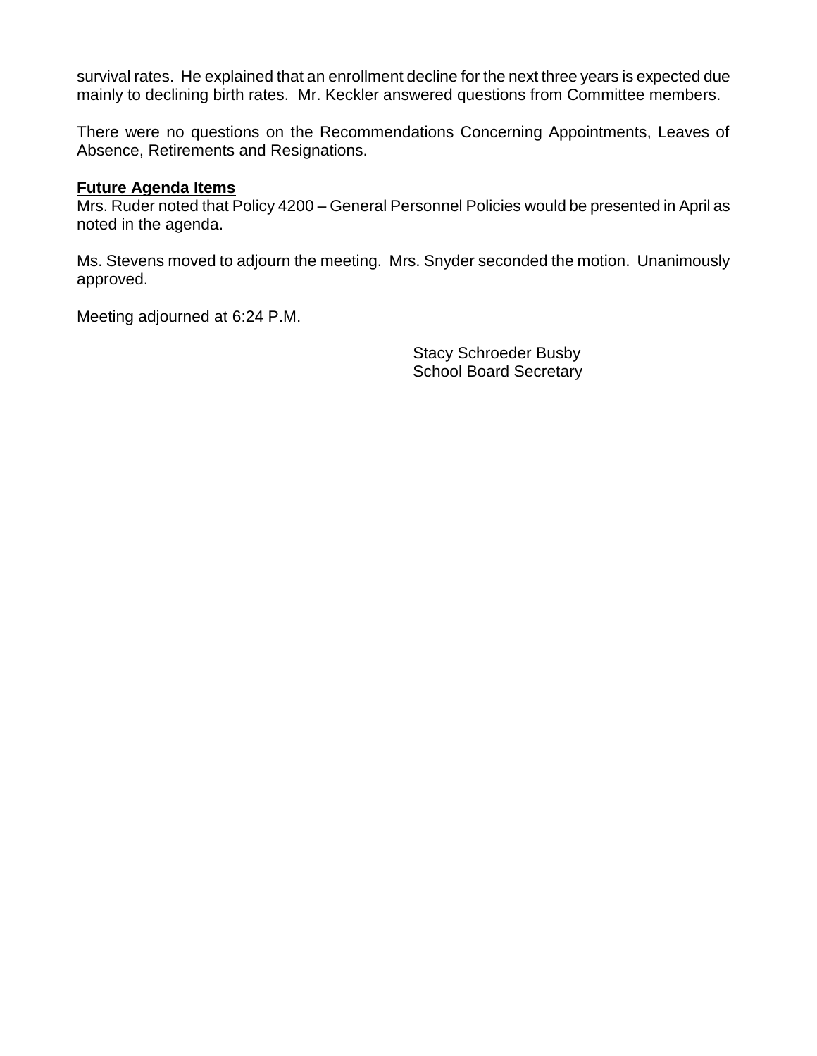survival rates. He explained that an enrollment decline for the next three years is expected due mainly to declining birth rates. Mr. Keckler answered questions from Committee members.

There were no questions on the Recommendations Concerning Appointments, Leaves of Absence, Retirements and Resignations.

**Future Agenda Items**

Mrs. Ruder noted that Policy 4200 – General Personnel Policies would be presented in April as noted in the agenda.

Ms. Stevens moved to adjourn the meeting. Mrs. Snyder seconded the motion. Unanimously approved.

Meeting adjourned at 6:24 P.M.

Stacy Schroeder Busby
School Board Secretary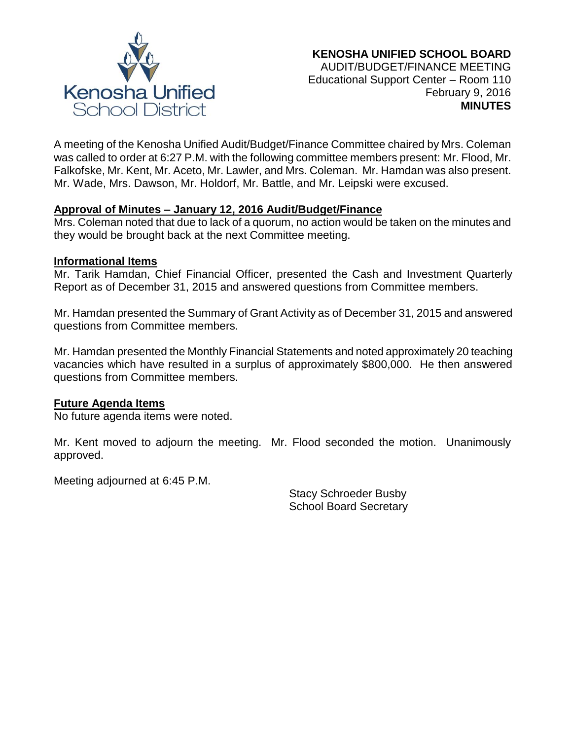**KENOSHA UNIFIED SCHOOL BOARD**
AUDIT/BUDGET/FINANCE MEETING
Educational Support Center – Room 110
February 9, 2016
**MINUTES**

A meeting of the Kenosha Unified Audit/Budget/Finance Committee chaired by Mrs. Coleman was called to order at 6:27 P.M. with the following committee members present: Mr. Flood, Mr. Falkofske, Mr. Kent, Mr. Aceto, Mr. Lawler, and Mrs. Coleman. Mr. Hamdan was also present. Mr. Wade, Mrs. Dawson, Mr. Holdorf, Mr. Battle, and Mr. Leipski were excused.

**Approval of Minutes – January 12, 2016 Audit/Budget/Finance**

Mrs. Coleman noted that due to lack of a quorum, no action would be taken on the minutes and they would be brought back at the next Committee meeting.

**Informational Items**

Mr. Tarik Hamdan, Chief Financial Officer, presented the Cash and Investment Quarterly Report as of December 31, 2015 and answered questions from Committee members.

Mr. Hamdan presented the Summary of Grant Activity as of December 31, 2015 and answered questions from Committee members.

Mr. Hamdan presented the Monthly Financial Statements and noted approximately 20 teaching vacancies which have resulted in a surplus of approximately $800,000. He then answered questions from Committee members.

**Future Agenda Items**

No future agenda items were noted.

Mr. Kent moved to adjourn the meeting. Mr. Flood seconded the motion. Unanimously approved.

Meeting adjourned at 6:45 P.M.

Stacy Schroeder Busby
School Board Secretary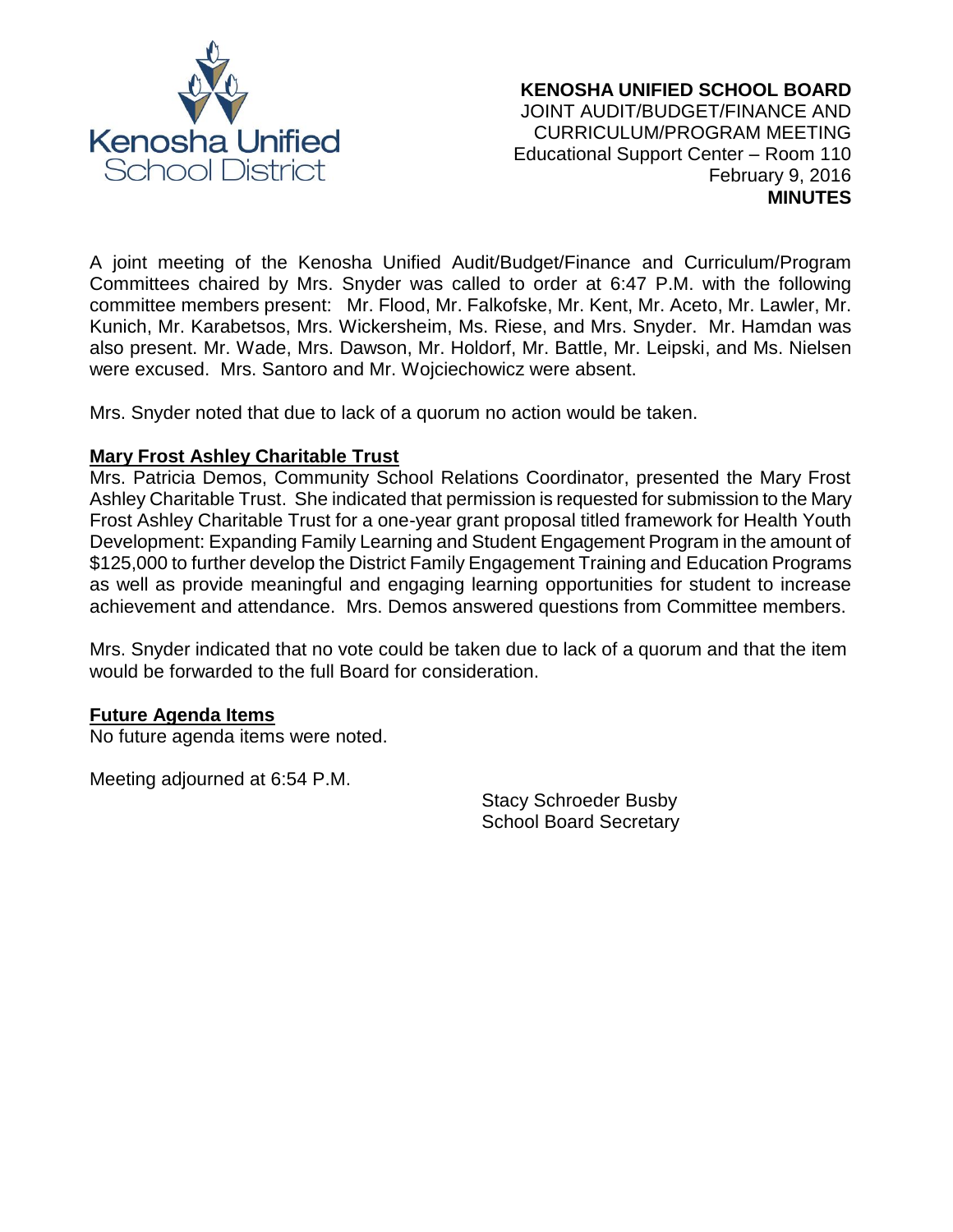**KENOSHA UNIFIED SCHOOL BOARD**
JOINT AUDIT/BUDGET/FINANCE AND CURRICULUM/PROGRAM MEETING
Educational Support Center – Room 110
February 9, 2016
**MINUTES**

A joint meeting of the Kenosha Unified Audit/Budget/Finance and Curriculum/Program Committees chaired by Mrs. Snyder was called to order at 6:47 P.M. with the following committee members present: Mr. Flood, Mr. Falkofske, Mr. Kent, Mr. Aceto, Mr. Lawler, Mr. Kunich, Mr. Karabetsos, Mrs. Wickersheim, Ms. Riese, and Mrs. Snyder. Mr. Hamdan was also present. Mr. Wade, Mrs. Dawson, Mr. Holdorf, Mr. Battle, Mr. Leipski, and Ms. Nielsen were excused. Mrs. Santoro and Mr. Wojciechowicz were absent.

Mrs. Snyder noted that due to lack of a quorum no action would be taken.

**Mary Frost Ashley Charitable Trust**

Mrs. Patricia Demos, Community School Relations Coordinator, presented the Mary Frost Ashley Charitable Trust. She indicated that permission is requested for submission to the Mary Frost Ashley Charitable Trust for a one-year grant proposal titled framework for Health Youth Development: Expanding Family Learning and Student Engagement Program in the amount of $125,000 to further develop the District Family Engagement Training and Education Programs as well as provide meaningful and engaging learning opportunities for student to increase achievement and attendance. Mrs. Demos answered questions from Committee members.

Mrs. Snyder indicated that no vote could be taken due to lack of a quorum and that the item would be forwarded to the full Board for consideration.

**Future Agenda Items**

No future agenda items were noted.

Meeting adjourned at 6:54 P.M.

Stacy Schroeder Busby
School Board Secretary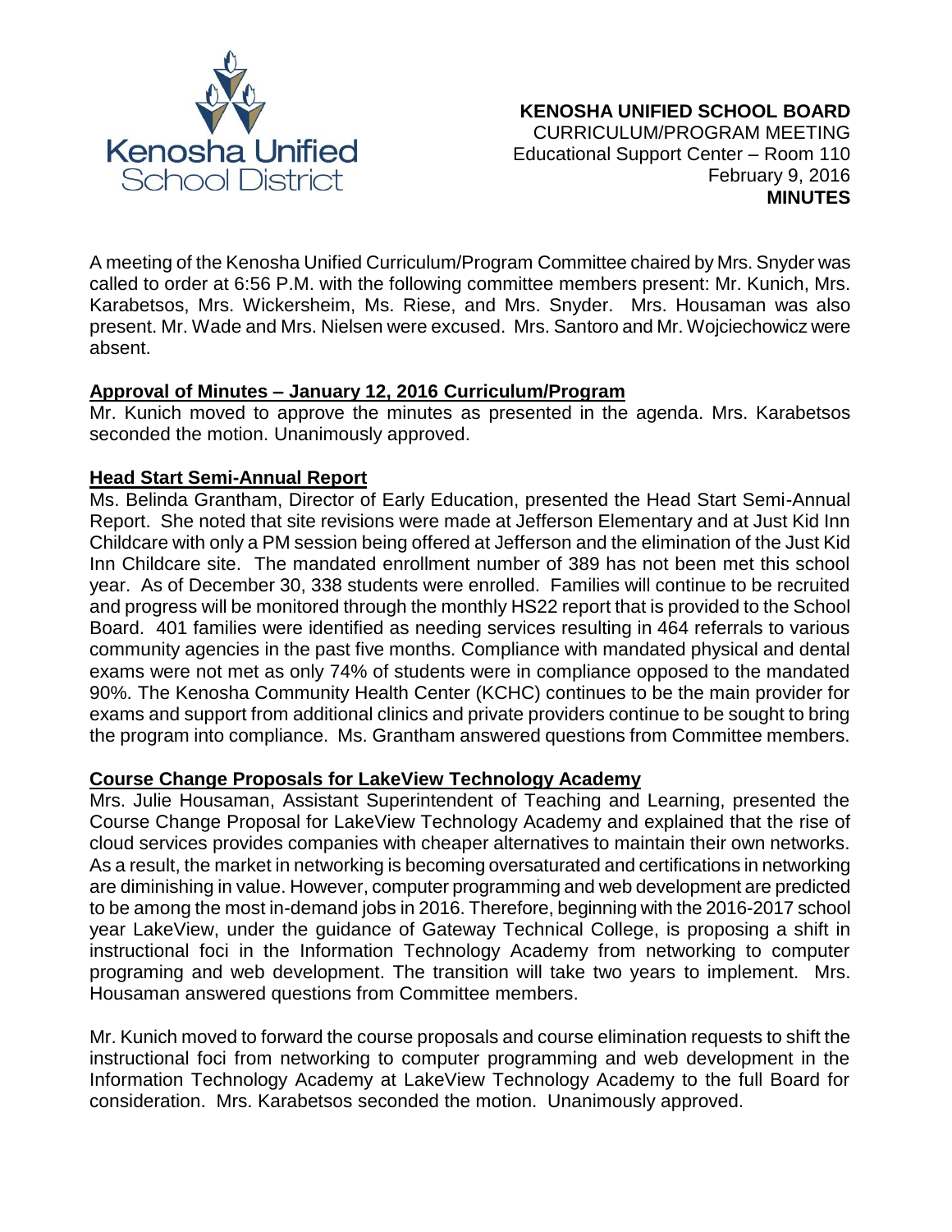**KENOSHA UNIFIED SCHOOL BOARD**
CURRICULUM/PROGRAM MEETING
Educational Support Center – Room 110
February 9, 2016
**MINUTES**

A meeting of the Kenosha Unified Curriculum/Program Committee chaired by Mrs. Snyder was called to order at 6:56 P.M. with the following committee members present: Mr. Kunich, Mrs. Karabetsos, Mrs. Wickersheim, Ms. Riese, and Mrs. Snyder. Mrs. Housaman was also present. Mr. Wade and Mrs. Nielsen were excused. Mrs. Santoro and Mr. Wojciechowicz were absent.

**Approval of Minutes – January 12, 2016 Curriculum/Program**

Mr. Kunich moved to approve the minutes as presented in the agenda. Mrs. Karabetsos seconded the motion. Unanimously approved.

**Head Start Semi-Annual Report**

Ms. Belinda Grantham, Director of Early Education, presented the Head Start Semi-Annual Report. She noted that site revisions were made at Jefferson Elementary and at Just Kid Inn Childcare with only a PM session being offered at Jefferson and the elimination of the Just Kid Inn Childcare site. The mandated enrollment number of 389 has not been met this school year. As of December 30, 338 students were enrolled. Families will continue to be recruited and progress will be monitored through the monthly HS22 report that is provided to the School Board. 401 families were identified as needing services resulting in 464 referrals to various community agencies in the past five months. Compliance with mandated physical and dental exams were not met as only 74% of students were in compliance opposed to the mandated 90%. The Kenosha Community Health Center (KCHC) continues to be the main provider for exams and support from additional clinics and private providers continue to be sought to bring the program into compliance. Ms. Grantham answered questions from Committee members.

**Course Change Proposals for LakeView Technology Academy**

Mrs. Julie Housaman, Assistant Superintendent of Teaching and Learning, presented the Course Change Proposal for LakeView Technology Academy and explained that the rise of cloud services provides companies with cheaper alternatives to maintain their own networks. As a result, the market in networking is becoming oversaturated and certifications in networking are diminishing in value. However, computer programming and web development are predicted to be among the most in-demand jobs in 2016. Therefore, beginning with the 2016-2017 school year LakeView, under the guidance of Gateway Technical College, is proposing a shift in instructional foci in the Information Technology Academy from networking to computer programing and web development. The transition will take two years to implement. Mrs. Housaman answered questions from Committee members.

Mr. Kunich moved to forward the course proposals and course elimination requests to shift the instructional foci from networking to computer programming and web development in the Information Technology Academy at LakeView Technology Academy to the full Board for consideration. Mrs. Karabetsos seconded the motion. Unanimously approved.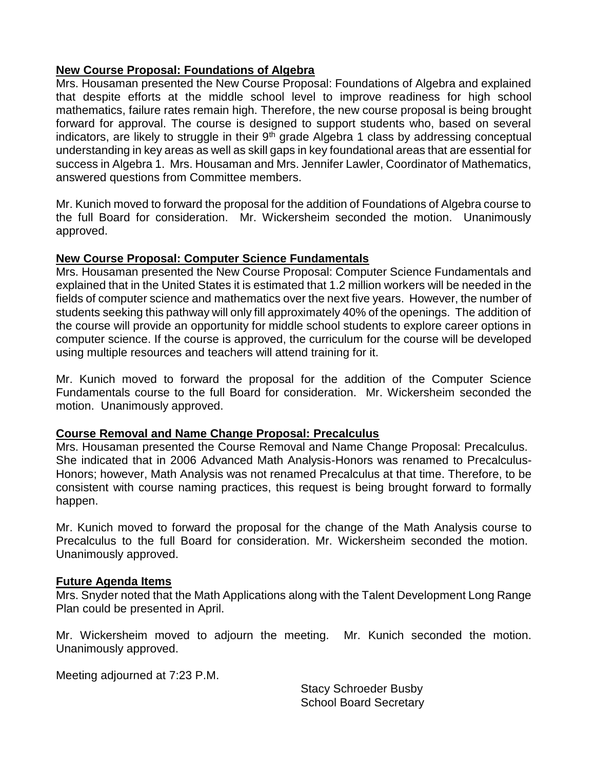**New Course Proposal: Foundations of Algebra**

Mrs. Housaman presented the New Course Proposal: Foundations of Algebra and explained that despite efforts at the middle school level to improve readiness for high school mathematics, failure rates remain high. Therefore, the new course proposal is being brought forward for approval. The course is designed to support students who, based on several indicators, are likely to struggle in their 9th grade Algebra 1 class by addressing conceptual understanding in key areas as well as skill gaps in key foundational areas that are essential for success in Algebra 1. Mrs. Housaman and Mrs. Jennifer Lawler, Coordinator of Mathematics, answered questions from Committee members.

Mr. Kunich moved to forward the proposal for the addition of Foundations of Algebra course to the full Board for consideration. Mr. Wickersheim seconded the motion. Unanimously approved.

**New Course Proposal: Computer Science Fundamentals**

Mrs. Housaman presented the New Course Proposal: Computer Science Fundamentals and explained that in the United States it is estimated that 1.2 million workers will be needed in the fields of computer science and mathematics over the next five years. However, the number of students seeking this pathway will only fill approximately 40% of the openings. The addition of the course will provide an opportunity for middle school students to explore career options in computer science. If the course is approved, the curriculum for the course will be developed using multiple resources and teachers will attend training for it.

Mr. Kunich moved to forward the proposal for the addition of the Computer Science Fundamentals course to the full Board for consideration. Mr. Wickersheim seconded the motion. Unanimously approved.

**Course Removal and Name Change Proposal: Precalculus**

Mrs. Housaman presented the Course Removal and Name Change Proposal: Precalculus. She indicated that in 2006 Advanced Math Analysis-Honors was renamed to Precalculus-Honors; however, Math Analysis was not renamed Precalculus at that time. Therefore, to be consistent with course naming practices, this request is being brought forward to formally happen.

Mr. Kunich moved to forward the proposal for the change of the Math Analysis course to Precalculus to the full Board for consideration. Mr. Wickersheim seconded the motion. Unanimously approved.

**Future Agenda Items**

Mrs. Snyder noted that the Math Applications along with the Talent Development Long Range Plan could be presented in April.

Mr. Wickersheim moved to adjourn the meeting. Mr. Kunich seconded the motion. Unanimously approved.

Meeting adjourned at 7:23 P.M.

Stacy Schroeder Busby
School Board Secretary